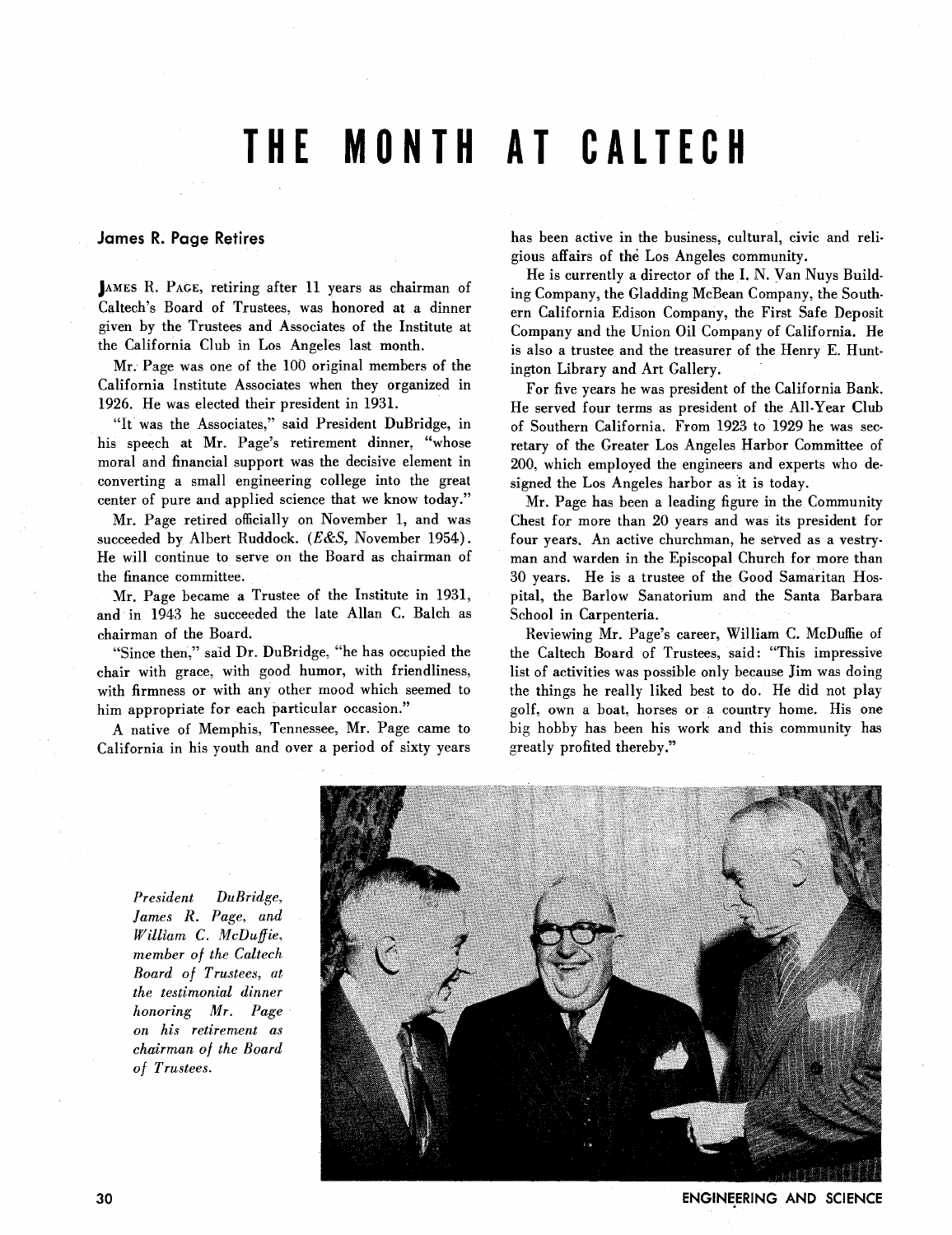# THE MONTH AT CALTECH

## James R. Page Retires

JAMES R. PAGE, retiring after 11 years as chairman of Caltech's Board of Trustees, was honored at a dinner given by the Trustees and Associates of the Institute at the California Club in Los Angeles last month.

Mr. Page was one of the 100 original members of the California Institute Associates when they organized in 1926. He was elected their president in 1931.

"It was the Associates," said President DuBridge, in his speech at Mr. Page's retirement dinner, "whose moral and financial support was the decisive element in converting a small engineering college into the great center of pure and applied science that we know today."

Mr. Page retired officially on November 1, and was succeeded by Albert Ruddock. (*E&S*, November 1954). He will continue to serve on the Board as chairman of the finance committee.

Mr. Page became a Trustee of the Institute in 1931, and in 1943 he succeeded the late Allan C. Balch as chairman of the Board.

"Since then," said Dr. DuBridge, "he has occupied the chair with grace, with good humor, with friendliness, with firmness or with any other mood which seemed to him appropriate for each particular occasion."

A native of Memphis, Tennessee, Mr. Page came to California in his youth and over a period of sixty years has been active in the business, cultural, civic and religious affairs of the Los Angeles community.

He is currently a director of the I. N. Van Nuys Building Company, the Gladding McBean Company, the Southern California Edison Company, the First Safe Deposit Company and the Union Oil Company of California. He is also a trustee and the treasurer of the Henry E. Huntington Library and Art Gallery.

For five years he was president of the California Bank. He served four terms as president of the All-Year Club of Southern California. From 1923 to 1929 he was secretary of the Greater Los Angeles Harbor Committee of 200, which employed the engineers and experts who designed the Los Angeles harbor as it is today.

Mr. Page has been a leading figure in the Community Chest for more than 20 years and was its president for four years. An active churchman, he served as a vestryman and warden in the Episcopal Church for more than 30 years. He is a trustee of the Good Samaritan Hospital, the Barlow Sanatorium and the Santa Barbara School in Carpenteria.

Reviewing Mr. Page's career, William C. McDuffie of the Caltech Board of Trustees, said: "This impressive list of activities was possible only because Jim was doing the things he really liked best to do. He did not play golf, own a boat, horses or a country home. His one big hobby has been his work and this community has greatly profited thereby."

*President DuBridge, James R. Page, and William C. McDuffie, member of the Caltech Board of Trustees, at the testimonial dinner honoring Mr. Page on his retirement as chairman of the Board of Trustees.*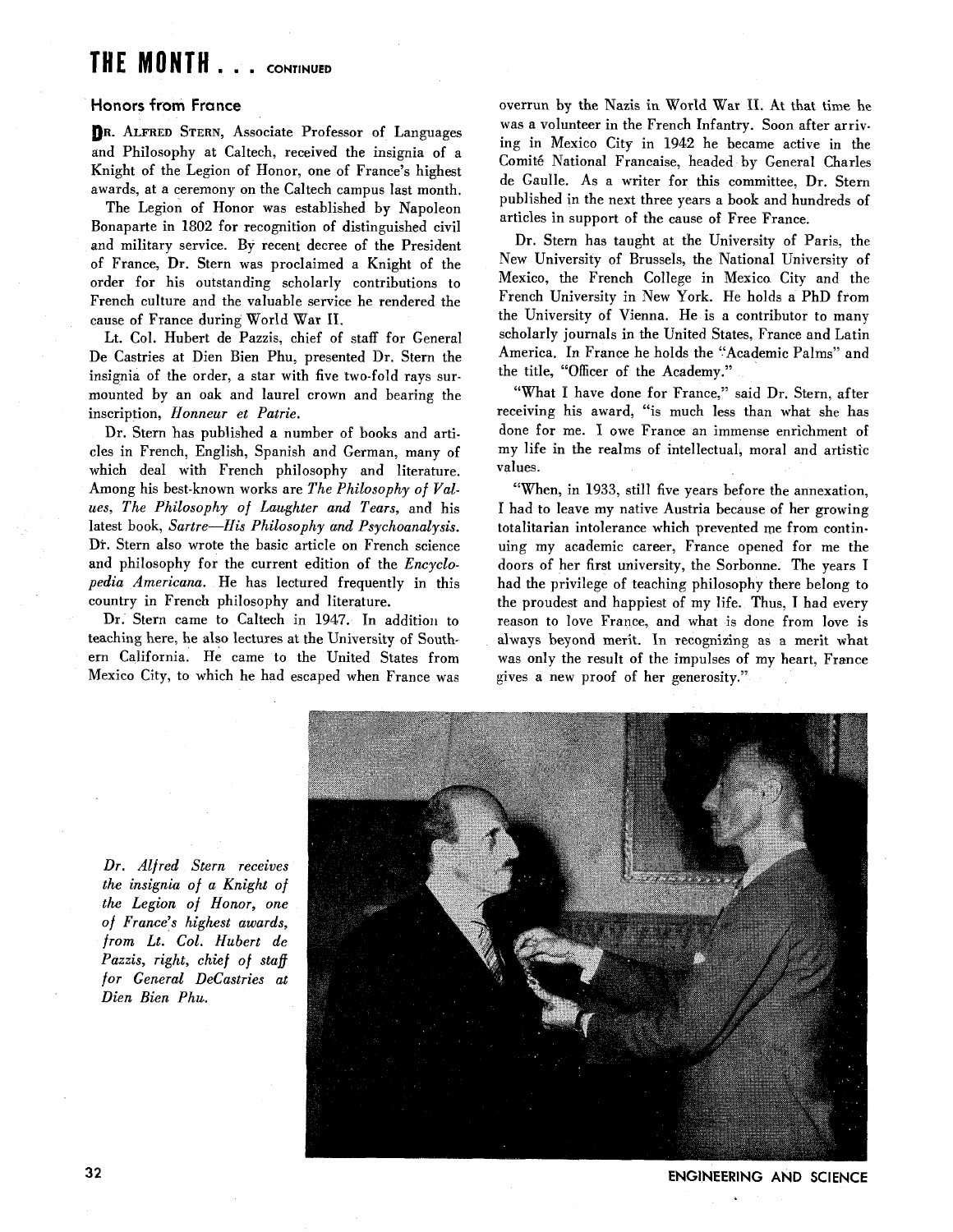## THE MONTH . . . CONTINUED

### Honors from France

**DR. ALFRED STERN**, Associate Professor of Languages and Philosophy at Caltech, received the insignia of a Knight of the Legion of Honor, one of France's highest awards, at a ceremony on the Caltech campus last month.

The Legion of Honor was established by Napoleon Bonaparte in 1802 for recognition of distinguished civil and military service. By recent decree of the President of France, Dr. Stern was proclaimed a Knight of the order for his outstanding scholarly contributions to French culture and the valuable service he rendered the cause of France during World War II.

Lt. Col. Hubert de Pazzis, chief of staff for General De Castries at Dien Bien Phu, presented Dr. Stern the insignia of the order, a star with five two-fold rays surmounted by an oak and laurel crown and bearing the inscription, *Honneur et Patrie.*

Dr. Stern has published a number of books and articles in French, English, Spanish and German, many of which deal with French philosophy and literature. Among his best-known works are *The Philosophy of Values*, *The Philosophy of Laughter and Tears*, and his latest book, *Sartre—His Philosophy and Psychoanalysis.* Dr. Stern also wrote the basic article on French science and philosophy for the current edition of the *Encyclopedia Americana.* He has lectured frequently in this country in French philosophy and literature.

Dr. Stern came to Caltech in 1947. In addition to teaching here, he also lectures at the University of Southern California. He came to the United States from Mexico City, to which he had escaped when France was overrun by the Nazis in World War II. At that time he was a volunteer in the French Infantry. Soon after arriving in Mexico City in 1942 he became active in the Comité National Francaise, headed by General Charles de Gaulle. As a writer for this committee, Dr. Stern published in the next three years a book and hundreds of articles in support of the cause of Free France.

Dr. Stern has taught at the University of Paris, the New University of Brussels, the National University of Mexico, the French College in Mexico City and the French University in New York. He holds a PhD from the University of Vienna. He is a contributor to many scholarly journals in the United States, France and Latin America. In France he holds the "Academic Palms" and the title, "Officer of the Academy."

"What I have done for France," said Dr. Stern, after receiving his award, "is much less than what she has done for me. I owe France an immense enrichment of my life in the realms of intellectual, moral and artistic values.

"When, in 1933, still five years before the annexation, I had to leave my native Austria because of her growing totalitarian intolerance which prevented me from continuing my academic career, France opened for me the doors of her first university, the Sorbonne. The years I had the privilege of teaching philosophy there belong to the proudest and happiest of my life. Thus, I had every reason to love France, and what is done from love is always beyond merit. In recognizing as a merit what was only the result of the impulses of my heart, France gives a new proof of her generosity."

*Dr. Alfred Stern receives the insignia of a Knight of the Legion of Honor, one of France's highest awards, from Lt. Col. Hubert de Pazzis, right, chief of staff for General DeCastries at Dien Bien Phu.*